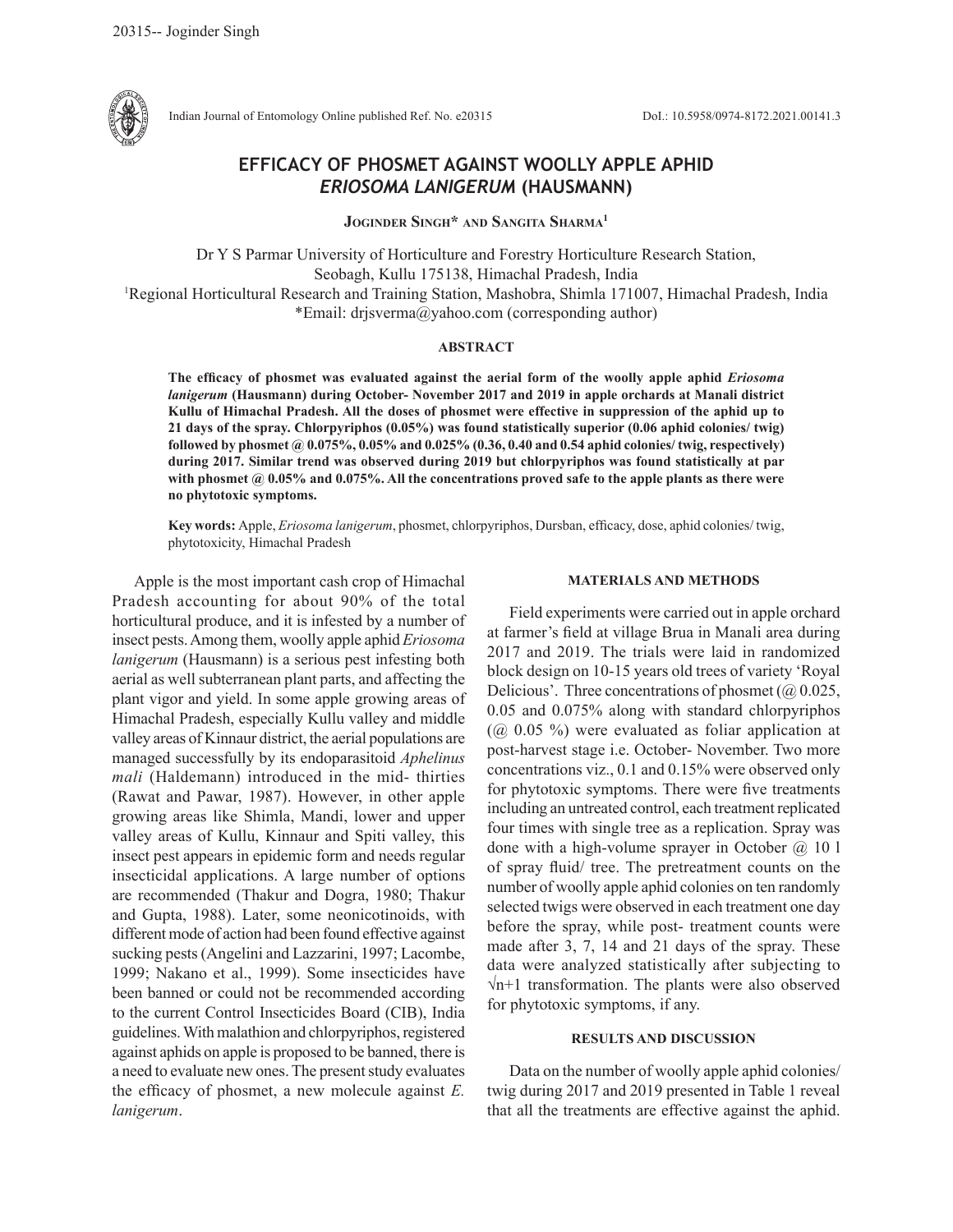Indian Journal of Entomology Online published Ref. No. e20315 DoI.: 10.5958/0974-8172.2021.00141.3

# EFFICACY OF PHOSMET AGAINST WOOLLY APPLE APHID *ERIOSOMA LANIGERUM* (HAUSMANN)

**Joginder Singh* and Sangita Sharma[1]**

Dr Y S Parmar University of Horticulture and Forestry Horticulture Research Station, Seobagh, Kullu 175138, Himachal Pradesh, India
[1]Regional Horticultural Research and Training Station, Mashobra, Shimla 171007, Himachal Pradesh, India
*Email: drjsverma@yahoo.com (corresponding author)

## ABSTRACT

**The efficacy of phosmet was evaluated against the aerial form of the woolly apple aphid *Eriosoma lanigerum* (Hausmann) during October- November 2017 and 2019 in apple orchards at Manali district Kullu of Himachal Pradesh. All the doses of phosmet were effective in suppression of the aphid up to 21 days of the spray. Chlorpyriphos (0.05%) was found statistically superior (0.06 aphid colonies/ twig) followed by phosmet @ 0.075%, 0.05% and 0.025% (0.36, 0.40 and 0.54 aphid colonies/ twig, respectively) during 2017. Similar trend was observed during 2019 but chlorpyriphos was found statistically at par with phosmet @ 0.05% and 0.075%. All the concentrations proved safe to the apple plants as there were no phytotoxic symptoms.**

**Key words:** Apple, *Eriosoma lanigerum*, phosmet, chlorpyriphos, Dursban, efficacy, dose, aphid colonies/ twig, phytotoxicity, Himachal Pradesh

Apple is the most important cash crop of Himachal Pradesh accounting for about 90% of the total horticultural produce, and it is infested by a number of insect pests. Among them, woolly apple aphid *Eriosoma lanigerum* (Hausmann) is a serious pest infesting both aerial as well subterranean plant parts, and affecting the plant vigor and yield. In some apple growing areas of Himachal Pradesh, especially Kullu valley and middle valley areas of Kinnaur district, the aerial populations are managed successfully by its endoparasitoid *Aphelinus mali* (Haldemann) introduced in the mid- thirties (Rawat and Pawar, 1987). However, in other apple growing areas like Shimla, Mandi, lower and upper valley areas of Kullu, Kinnaur and Spiti valley, this insect pest appears in epidemic form and needs regular insecticidal applications. A large number of options are recommended (Thakur and Dogra, 1980; Thakur and Gupta, 1988). Later, some neonicotinoids, with different mode of action had been found effective against sucking pests (Angelini and Lazzarini, 1997; Lacombe, 1999; Nakano et al., 1999). Some insecticides have been banned or could not be recommended according to the current Control Insecticides Board (CIB), India guidelines. With malathion and chlorpyriphos, registered against aphids on apple is proposed to be banned, there is a need to evaluate new ones. The present study evaluates the efficacy of phosmet, a new molecule against *E. lanigerum*.

## MATERIALS AND METHODS

Field experiments were carried out in apple orchard at farmer's field at village Brua in Manali area during 2017 and 2019. The trials were laid in randomized block design on 10-15 years old trees of variety 'Royal Delicious'. Three concentrations of phosmet (@ 0.025, 0.05 and 0.075% along with standard chlorpyriphos (@ 0.05 %) were evaluated as foliar application at post-harvest stage i.e. October- November. Two more concentrations viz., 0.1 and 0.15% were observed only for phytotoxic symptoms. There were five treatments including an untreated control, each treatment replicated four times with single tree as a replication. Spray was done with a high-volume sprayer in October @ 10 l of spray fluid/ tree. The pretreatment counts on the number of woolly apple aphid colonies on ten randomly selected twigs were observed in each treatment one day before the spray, while post- treatment counts were made after 3, 7, 14 and 21 days of the spray. These data were analyzed statistically after subjecting to $\sqrt{n+1}$ transformation. The plants were also observed for phytotoxic symptoms, if any.

## RESULTS AND DISCUSSION

Data on the number of woolly apple aphid colonies/ twig during 2017 and 2019 presented in Table 1 reveal that all the treatments are effective against the aphid.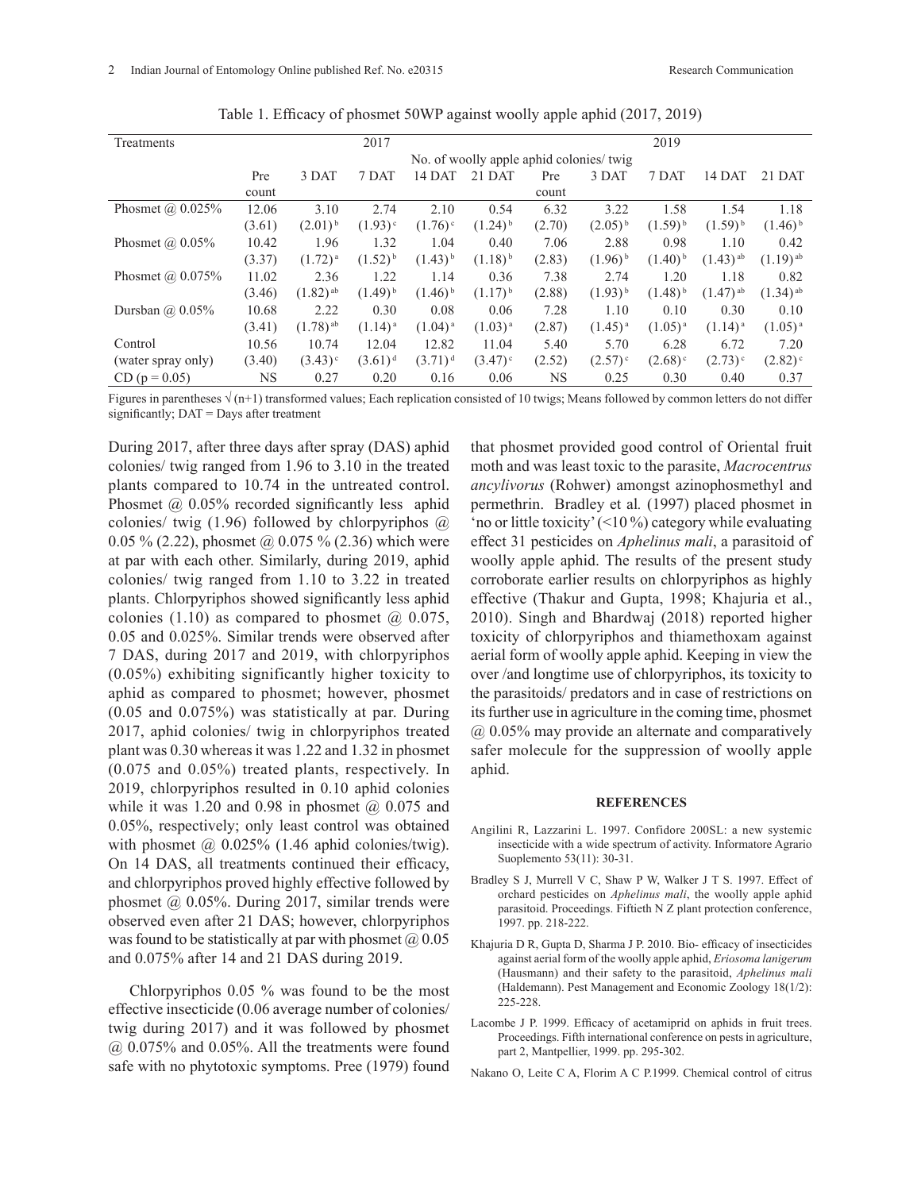Table 1. Efficacy of phosmet 50WP against woolly apple aphid (2017, 2019)

| Treatments | 2017 | | | | | 2019 | | | | |
|---|---|---|---|---|---|---|---|---|---|---|
| | No. of woolly apple aphid colonies/ twig | | | | | | | | | |
| | Pre count | 3 DAT | 7 DAT | 14 DAT | 21 DAT | Pre count | 3 DAT | 7 DAT | 14 DAT | 21 DAT |
| Phosmet @ 0.025% | 12.06 (3.61) | 3.10 (2.01)[b] | 2.74 (1.93)[c] | 2.10 (1.76)[c] | 0.54 (1.24)[b] | 6.32 (2.70) | 3.22 (2.05)[b] | 1.58 (1.59)[b] | 1.54 (1.59)[b] | 1.18 (1.46)[b] |
| Phosmet @ 0.05% | 10.42 (3.37) | 1.96 (1.72)[a] | 1.32 (1.52)[b] | 1.04 (1.43)[b] | 0.40 (1.18)[b] | 7.06 (2.83) | 2.88 (1.96)[b] | 0.98 (1.40)[b] | 1.10 (1.43)[ab] | 0.42 (1.19)[ab] |
| Phosmet @ 0.075% | 11.02 (3.46) | 2.36 (1.82)[ab] | 1.22 (1.49)[b] | 1.14 (1.46)[b] | 0.36 (1.17)[b] | 7.38 (2.88) | 2.74 (1.93)[b] | 1.20 (1.48)[b] | 1.18 (1.47)[ab] | 0.82 (1.34)[ab] |
| Dursban @ 0.05% | 10.68 (3.41) | 2.22 (1.78)[ab] | 0.30 (1.14)[a] | 0.08 (1.04)[a] | 0.06 (1.03)[a] | 7.28 (2.87) | 1.10 (1.45)[a] | 0.10 (1.05)[a] | 0.30 (1.14)[a] | 0.10 (1.05)[a] |
| Control (water spray only) | 10.56 (3.40) | 10.74 (3.43)[c] | 12.04 (3.61)[d] | 12.82 (3.71)[d] | 11.04 (3.47)[c] | 5.40 (2.52) | 5.70 (2.57)[c] | 6.28 (2.68)[c] | 6.72 (2.73)[c] | 7.20 (2.82)[c] |
| CD (p = 0.05) | NS | 0.27 | 0.20 | 0.16 | 0.06 | NS | 0.25 | 0.30 | 0.40 | 0.37 |

Figures in parentheses √(n+1) transformed values; Each replication consisted of 10 twigs; Means followed by common letters do not differ significantly; DAT = Days after treatment

During 2017, after three days after spray (DAS) aphid colonies/ twig ranged from 1.96 to 3.10 in the treated plants compared to 10.74 in the untreated control. Phosmet @ 0.05% recorded significantly less aphid colonies/ twig (1.96) followed by chlorpyriphos @ 0.05 % (2.22), phosmet @ 0.075 % (2.36) which were at par with each other. Similarly, during 2019, aphid colonies/ twig ranged from 1.10 to 3.22 in treated plants. Chlorpyriphos showed significantly less aphid colonies (1.10) as compared to phosmet @ 0.075, 0.05 and 0.025%. Similar trends were observed after 7 DAS, during 2017 and 2019, with chlorpyriphos (0.05%) exhibiting significantly higher toxicity to aphid as compared to phosmet; however, phosmet (0.05 and 0.075%) was statistically at par. During 2017, aphid colonies/ twig in chlorpyriphos treated plant was 0.30 whereas it was 1.22 and 1.32 in phosmet (0.075 and 0.05%) treated plants, respectively. In 2019, chlorpyriphos resulted in 0.10 aphid colonies while it was 1.20 and 0.98 in phosmet @ 0.075 and 0.05%, respectively; only least control was obtained with phosmet @ 0.025% (1.46 aphid colonies/twig). On 14 DAS, all treatments continued their efficacy, and chlorpyriphos proved highly effective followed by phosmet @ 0.05%. During 2017, similar trends were observed even after 21 DAS; however, chlorpyriphos was found to be statistically at par with phosmet @ 0.05 and 0.075% after 14 and 21 DAS during 2019.

Chlorpyriphos 0.05 % was found to be the most effective insecticide (0.06 average number of colonies/ twig during 2017) and it was followed by phosmet @ 0.075% and 0.05%. All the treatments were found safe with no phytotoxic symptoms. Pree (1979) found that phosmet provided good control of Oriental fruit moth and was least toxic to the parasite, *Macrocentrus ancylivorus* (Rohwer) amongst azinophosmethyl and permethrin. Bradley et al*.* (1997) placed phosmet in 'no or little toxicity' (<10 %) category while evaluating effect 31 pesticides on *Aphelinus mali*, a parasitoid of woolly apple aphid. The results of the present study corroborate earlier results on chlorpyriphos as highly effective (Thakur and Gupta, 1998; Khajuria et al., 2010). Singh and Bhardwaj (2018) reported higher toxicity of chlorpyriphos and thiamethoxam against aerial form of woolly apple aphid. Keeping in view the over /and longtime use of chlorpyriphos, its toxicity to the parasitoids/ predators and in case of restrictions on its further use in agriculture in the coming time, phosmet @ 0.05% may provide an alternate and comparatively safer molecule for the suppression of woolly apple aphid.

## REFERENCES

Angilini R, Lazzarini L. 1997. Confidore 200SL: a new systemic insecticide with a wide spectrum of activity. Informatore Agrario Suoplemento 53(11): 30-31.

Bradley S J, Murrell V C, Shaw P W, Walker J T S. 1997. Effect of orchard pesticides on *Aphelinus mali*, the woolly apple aphid parasitoid. Proceedings. Fiftieth N Z plant protection conference, 1997. pp. 218-222.

Khajuria D R, Gupta D, Sharma J P. 2010. Bio- efficacy of insecticides against aerial form of the woolly apple aphid, *Eriosoma lanigerum* (Hausmann) and their safety to the parasitoid, *Aphelinus mali* (Haldemann). Pest Management and Economic Zoology 18(1/2): 225-228.

Lacombe J P. 1999. Efficacy of acetamiprid on aphids in fruit trees. Proceedings. Fifth international conference on pests in agriculture, part 2, Mantpellier, 1999. pp. 295-302.

Nakano O, Leite C A, Florim A C P.1999. Chemical control of citrus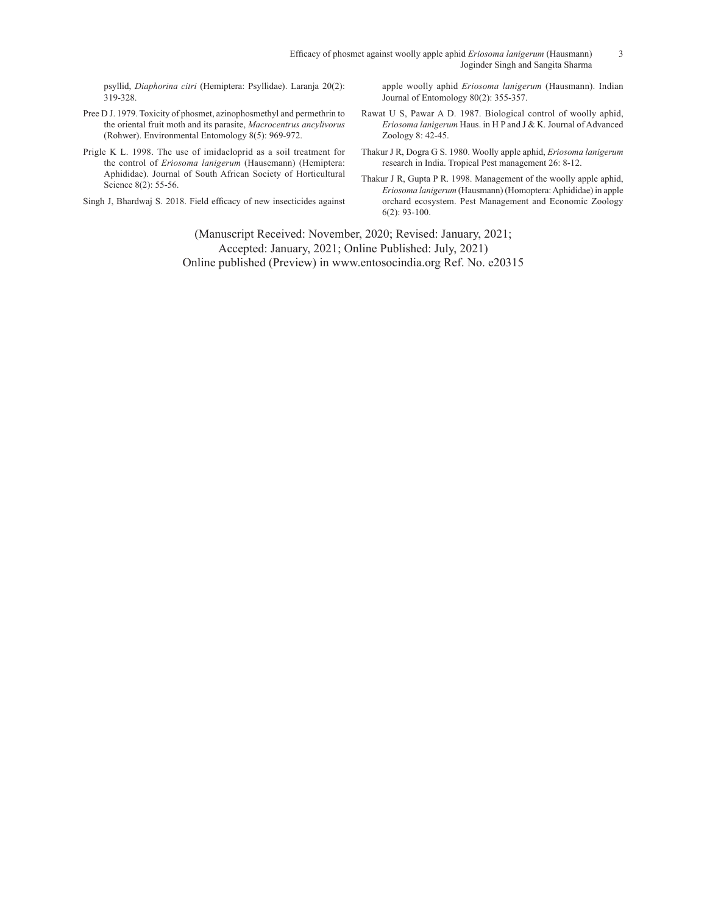psyllid, *Diaphorina citri* (Hemiptera: Psyllidae). Laranja 20(2): 319-328.

Pree D J. 1979. Toxicity of phosmet, azinophosmethyl and permethrin to the oriental fruit moth and its parasite, *Macrocentrus ancylivorus* (Rohwer). Environmental Entomology 8(5): 969-972.

Prigle K L. 1998. The use of imidacloprid as a soil treatment for the control of *Eriosoma lanigerum* (Hausemann) (Hemiptera: Aphididae). Journal of South African Society of Horticultural Science 8(2): 55-56.

Singh J, Bhardwaj S. 2018. Field efficacy of new insecticides against apple woolly aphid *Eriosoma lanigerum* (Hausmann). Indian Journal of Entomology 80(2): 355-357.

Rawat U S, Pawar A D. 1987. Biological control of woolly aphid, *Eriosoma lanigerum* Haus. in H P and J & K. Journal of Advanced Zoology 8: 42-45.

Thakur J R, Dogra G S. 1980. Woolly apple aphid, *Eriosoma lanigerum* research in India. Tropical Pest management 26: 8-12.

Thakur J R, Gupta P R. 1998. Management of the woolly apple aphid, *Eriosoma lanigerum* (Hausmann) (Homoptera: Aphididae) in apple orchard ecosystem. Pest Management and Economic Zoology 6(2): 93-100.

(Manuscript Received: November, 2020; Revised: January, 2021; Accepted: January, 2021; Online Published: July, 2021)
Online published (Preview) in www.entosocindia.org Ref. No. e20315